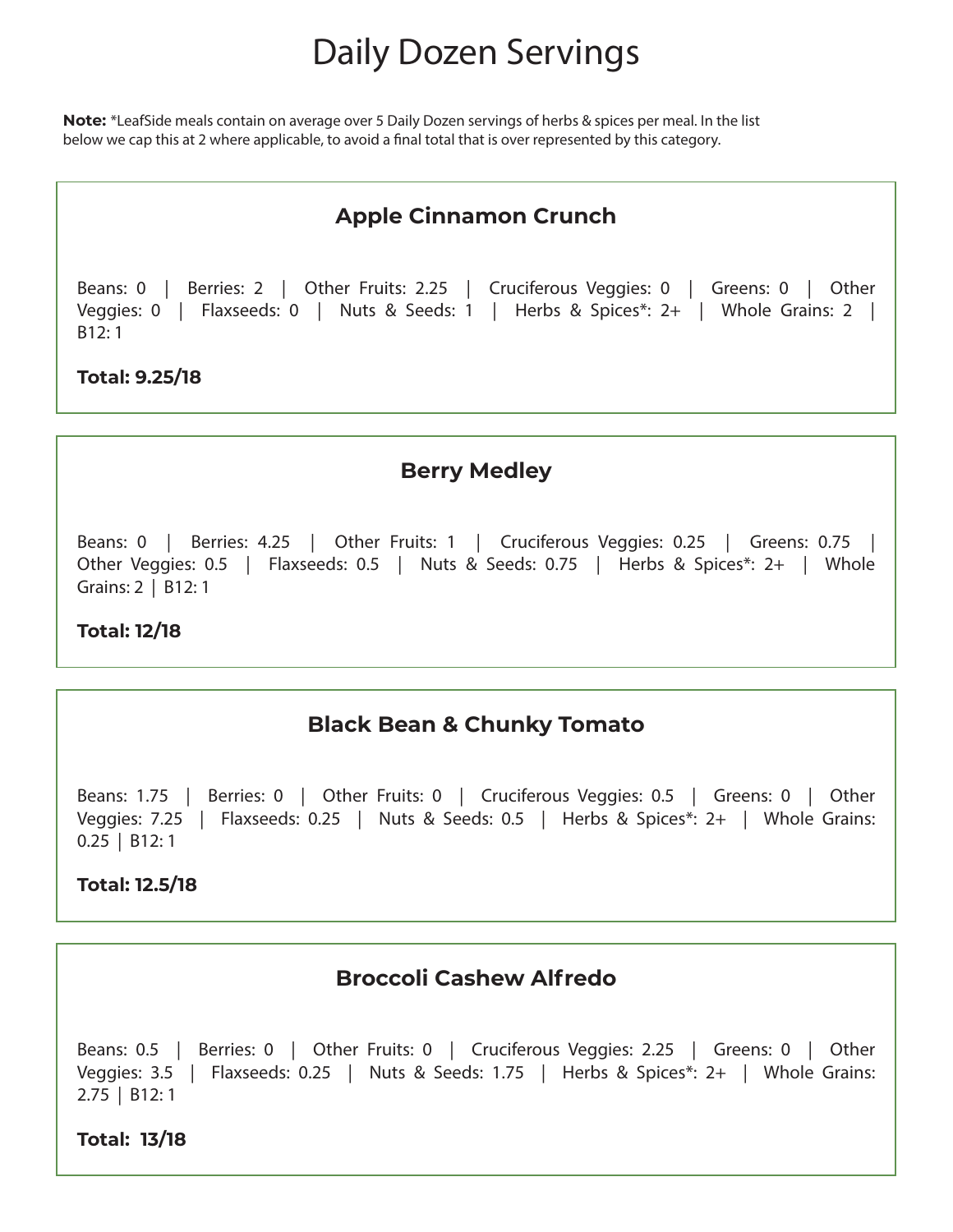# Daily Dozen Servings

**Note:** *LeafSide meals contain on average over 5 Daily Dozen servings of herbs & spices per meal. In the list below we cap this at 2 where applicable, to avoid a final total that is over represented by this category.

## Apple Cinnamon Crunch

Beans: 0 | Berries: 2 | Other Fruits: 2.25 | Cruciferous Veggies: 0 | Greens: 0 | Other Veggies: 0 | Flaxseeds: 0 | Nuts & Seeds: 1 | Herbs & Spices*: 2+ | Whole Grains: 2 | B12: 1

**Total: 9.25/18**

## Berry Medley

Beans: 0 | Berries: 4.25 | Other Fruits: 1 | Cruciferous Veggies: 0.25 | Greens: 0.75 | Other Veggies: 0.5 | Flaxseeds: 0.5 | Nuts & Seeds: 0.75 | Herbs & Spices*: 2+ | Whole Grains: 2 | B12: 1

**Total: 12/18**

## Black Bean & Chunky Tomato

Beans: 1.75 | Berries: 0 | Other Fruits: 0 | Cruciferous Veggies: 0.5 | Greens: 0 | Other Veggies: 7.25 | Flaxseeds: 0.25 | Nuts & Seeds: 0.5 | Herbs & Spices*: 2+ | Whole Grains: 0.25 | B12: 1

**Total: 12.5/18**

## Broccoli Cashew Alfredo

Beans: 0.5 | Berries: 0 | Other Fruits: 0 | Cruciferous Veggies: 2.25 | Greens: 0 | Other Veggies: 3.5 | Flaxseeds: 0.25 | Nuts & Seeds: 1.75 | Herbs & Spices*: 2+ | Whole Grains: 2.75 | B12: 1

**Total: 13/18**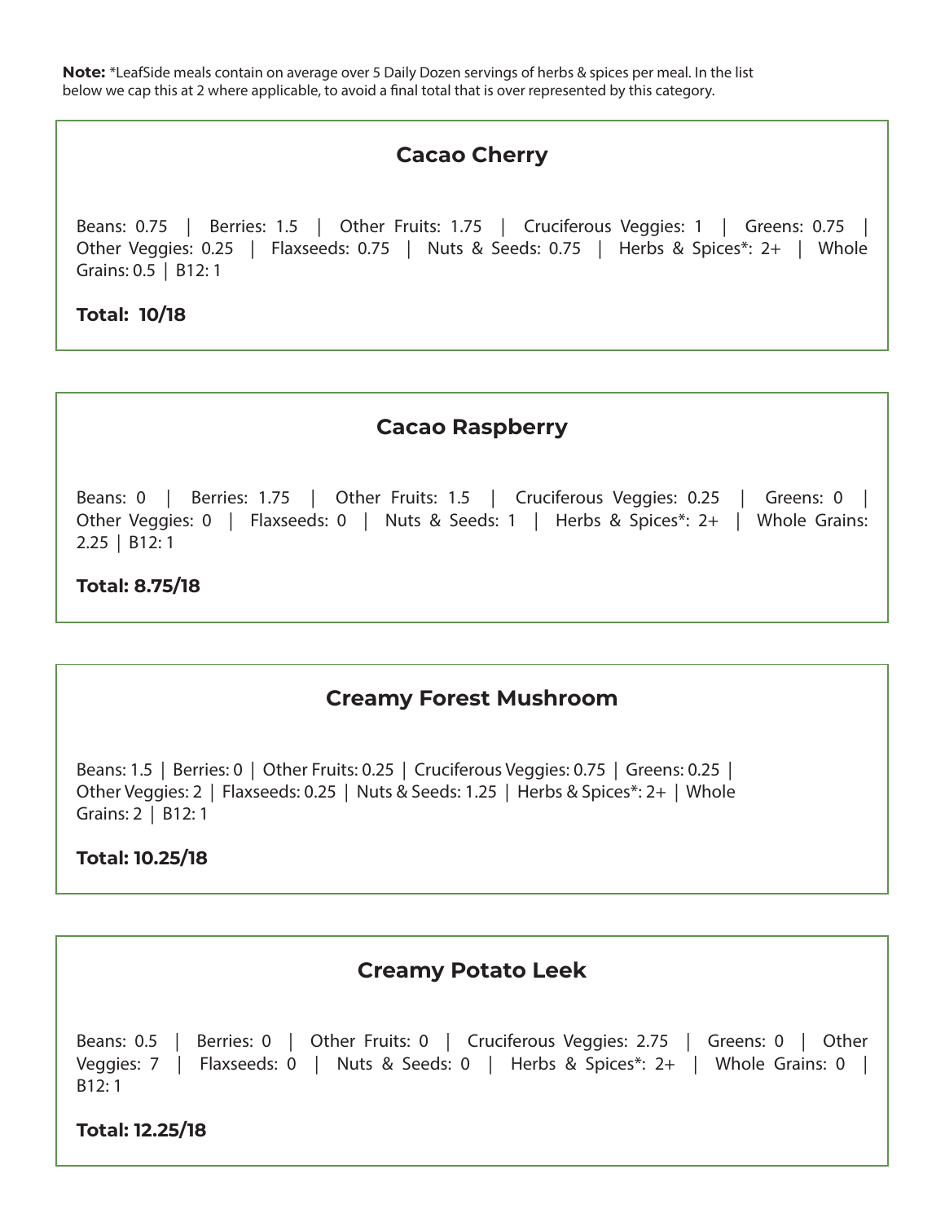**Note:** *LeafSide meals contain on average over 5 Daily Dozen servings of herbs & spices per meal. In the list below we cap this at 2 where applicable, to avoid a final total that is over represented by this category.

### Cacao Cherry

Beans: 0.75 | Berries: 1.5 | Other Fruits: 1.75 | Cruciferous Veggies: 1 | Greens: 0.75 | Other Veggies: 0.25 | Flaxseeds: 0.75 | Nuts & Seeds: 0.75 | Herbs & Spices*: 2+ | Whole Grains: 0.5 | B12: 1

**Total: 10/18**

### Cacao Raspberry

Beans: 0 | Berries: 1.75 | Other Fruits: 1.5 | Cruciferous Veggies: 0.25 | Greens: 0 | Other Veggies: 0 | Flaxseeds: 0 | Nuts & Seeds: 1 | Herbs & Spices*: 2+ | Whole Grains: 2.25 | B12: 1

**Total: 8.75/18**

### Creamy Forest Mushroom

Beans: 1.5 | Berries: 0 | Other Fruits: 0.25 | Cruciferous Veggies: 0.75 | Greens: 0.25 | Other Veggies: 2 | Flaxseeds: 0.25 | Nuts & Seeds: 1.25 | Herbs & Spices*: 2+ | Whole Grains: 2 | B12: 1

**Total: 10.25/18**

### Creamy Potato Leek

Beans: 0.5 | Berries: 0 | Other Fruits: 0 | Cruciferous Veggies: 2.75 | Greens: 0 | Other Veggies: 7 | Flaxseeds: 0 | Nuts & Seeds: 0 | Herbs & Spices*: 2+ | Whole Grains: 0 | B12: 1

**Total: 12.25/18**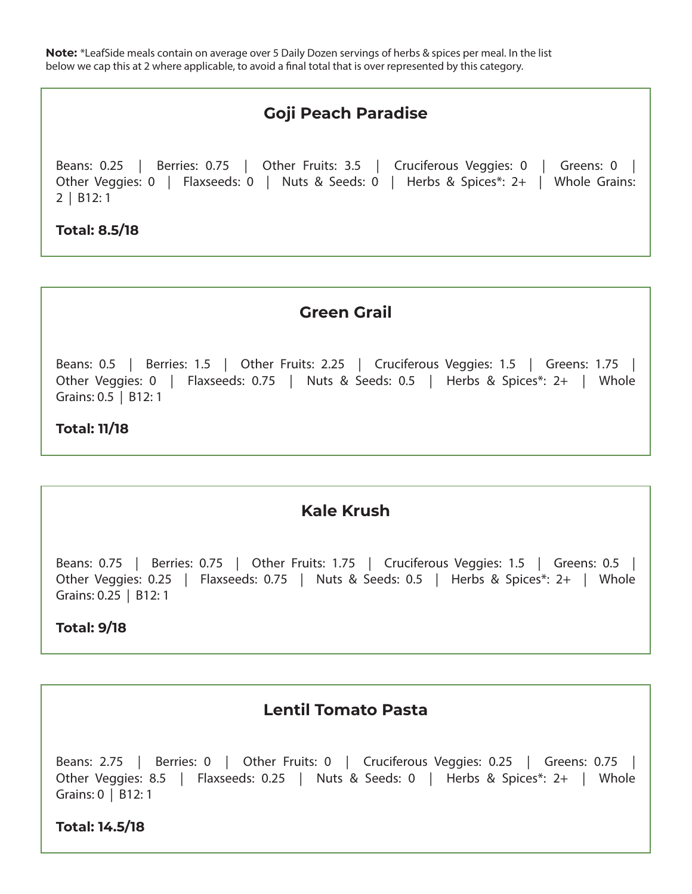**Note:** *LeafSide meals contain on average over 5 Daily Dozen servings of herbs & spices per meal. In the list below we cap this at 2 where applicable, to avoid a final total that is over represented by this category.

## Goji Peach Paradise

Beans: 0.25 | Berries: 0.75 | Other Fruits: 3.5 | Cruciferous Veggies: 0 | Greens: 0 | Other Veggies: 0 | Flaxseeds: 0 | Nuts & Seeds: 0 | Herbs & Spices*: 2+ | Whole Grains: 2 | B12: 1

**Total: 8.5/18**

## Green Grail

Beans: 0.5 | Berries: 1.5 | Other Fruits: 2.25 | Cruciferous Veggies: 1.5 | Greens: 1.75 | Other Veggies: 0 | Flaxseeds: 0.75 | Nuts & Seeds: 0.5 | Herbs & Spices*: 2+ | Whole Grains: 0.5 | B12: 1

**Total: 11/18**

## Kale Krush

Beans: 0.75 | Berries: 0.75 | Other Fruits: 1.75 | Cruciferous Veggies: 1.5 | Greens: 0.5 | Other Veggies: 0.25 | Flaxseeds: 0.75 | Nuts & Seeds: 0.5 | Herbs & Spices*: 2+ | Whole Grains: 0.25 | B12: 1

**Total: 9/18**

## Lentil Tomato Pasta

Beans: 2.75 | Berries: 0 | Other Fruits: 0 | Cruciferous Veggies: 0.25 | Greens: 0.75 | Other Veggies: 8.5 | Flaxseeds: 0.25 | Nuts & Seeds: 0 | Herbs & Spices*: 2+ | Whole Grains: 0 | B12: 1

**Total: 14.5/18**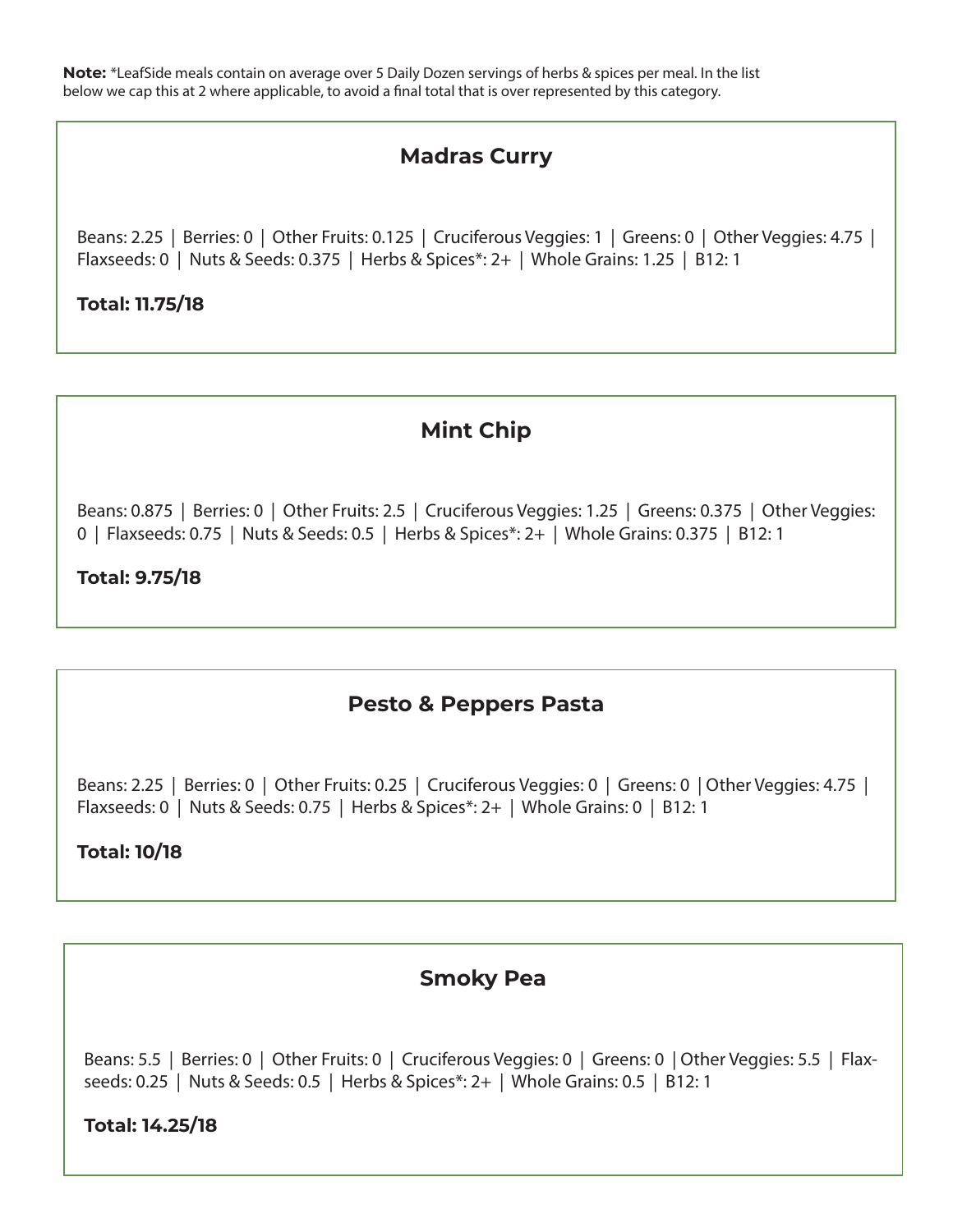**Note:** *LeafSide meals contain on average over 5 Daily Dozen servings of herbs & spices per meal. In the list below we cap this at 2 where applicable, to avoid a final total that is over represented by this category.

### Madras Curry

Beans: 2.25 | Berries: 0 | Other Fruits: 0.125 | Cruciferous Veggies: 1 | Greens: 0 | Other Veggies: 4.75 | Flaxseeds: 0 | Nuts & Seeds: 0.375 | Herbs & Spices*: 2+ | Whole Grains: 1.25 | B12: 1

**Total: 11.75/18**

### Mint Chip

Beans: 0.875 | Berries: 0 | Other Fruits: 2.5 | Cruciferous Veggies: 1.25 | Greens: 0.375 | Other Veggies: 0 | Flaxseeds: 0.75 | Nuts & Seeds: 0.5 | Herbs & Spices*: 2+ | Whole Grains: 0.375 | B12: 1

**Total: 9.75/18**

### Pesto & Peppers Pasta

Beans: 2.25 | Berries: 0 | Other Fruits: 0.25 | Cruciferous Veggies: 0 | Greens: 0 | Other Veggies: 4.75 | Flaxseeds: 0 | Nuts & Seeds: 0.75 | Herbs & Spices*: 2+ | Whole Grains: 0 | B12: 1

**Total: 10/18**

### Smoky Pea

Beans: 5.5 | Berries: 0 | Other Fruits: 0 | Cruciferous Veggies: 0 | Greens: 0 | Other Veggies: 5.5 | Flaxseeds: 0.25 | Nuts & Seeds: 0.5 | Herbs & Spices*: 2+ | Whole Grains: 0.5 | B12: 1

**Total: 14.25/18**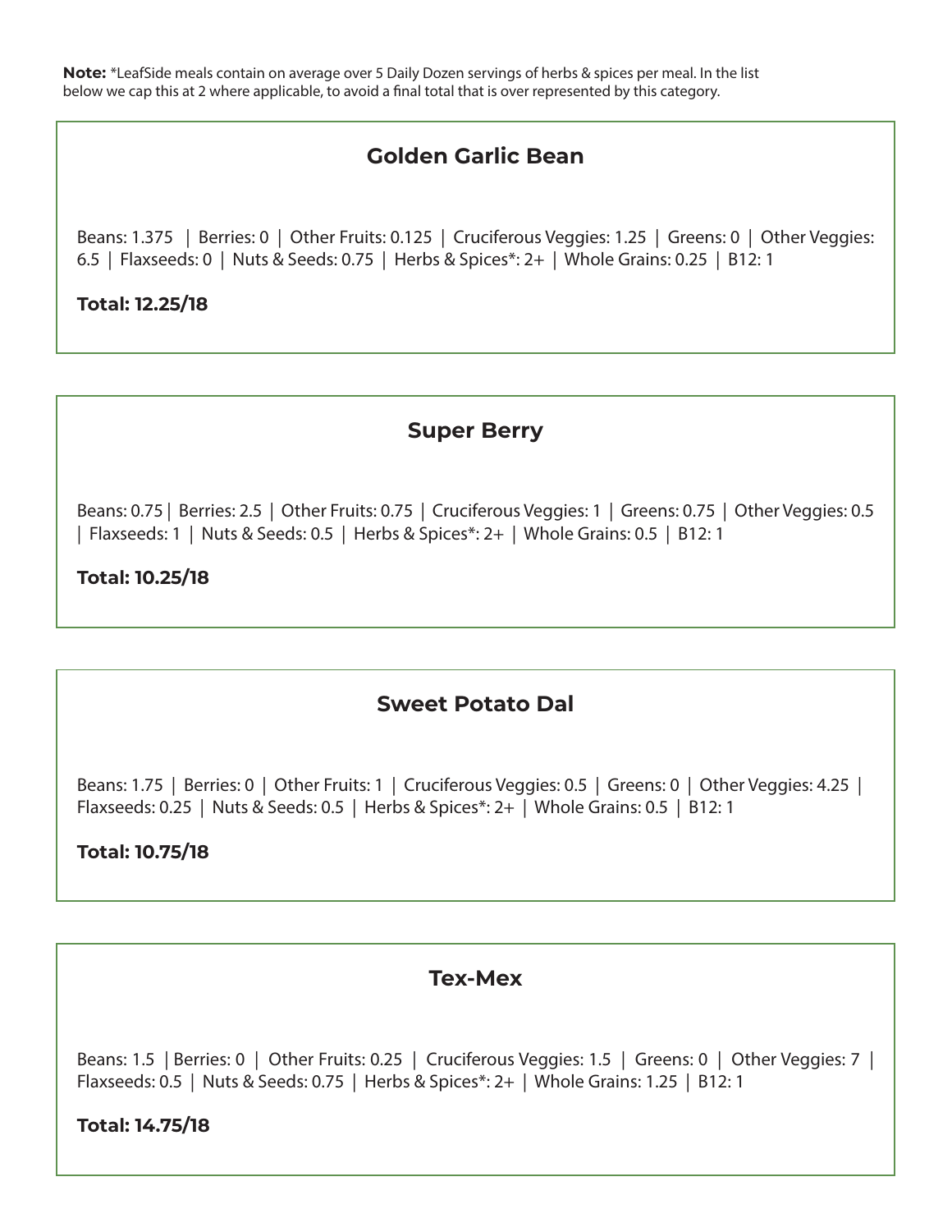**Note:** *LeafSide meals contain on average over 5 Daily Dozen servings of herbs & spices per meal. In the list below we cap this at 2 where applicable, to avoid a final total that is over represented by this category.

### Golden Garlic Bean

Beans: 1.375 | Berries: 0 | Other Fruits: 0.125 | Cruciferous Veggies: 1.25 | Greens: 0 | Other Veggies: 6.5 | Flaxseeds: 0 | Nuts & Seeds: 0.75 | Herbs & Spices*: 2+ | Whole Grains: 0.25 | B12: 1

**Total: 12.25/18**

### Super Berry

Beans: 0.75 | Berries: 2.5 | Other Fruits: 0.75 | Cruciferous Veggies: 1 | Greens: 0.75 | Other Veggies: 0.5 | Flaxseeds: 1 | Nuts & Seeds: 0.5 | Herbs & Spices*: 2+ | Whole Grains: 0.5 | B12: 1

**Total: 10.25/18**

### Sweet Potato Dal

Beans: 1.75 | Berries: 0 | Other Fruits: 1 | Cruciferous Veggies: 0.5 | Greens: 0 | Other Veggies: 4.25 | Flaxseeds: 0.25 | Nuts & Seeds: 0.5 | Herbs & Spices*: 2+ | Whole Grains: 0.5 | B12: 1

**Total: 10.75/18**

### Tex-Mex

Beans: 1.5 | Berries: 0 | Other Fruits: 0.25 | Cruciferous Veggies: 1.5 | Greens: 0 | Other Veggies: 7 | Flaxseeds: 0.5 | Nuts & Seeds: 0.75 | Herbs & Spices*: 2+ | Whole Grains: 1.25 | B12: 1

**Total: 14.75/18**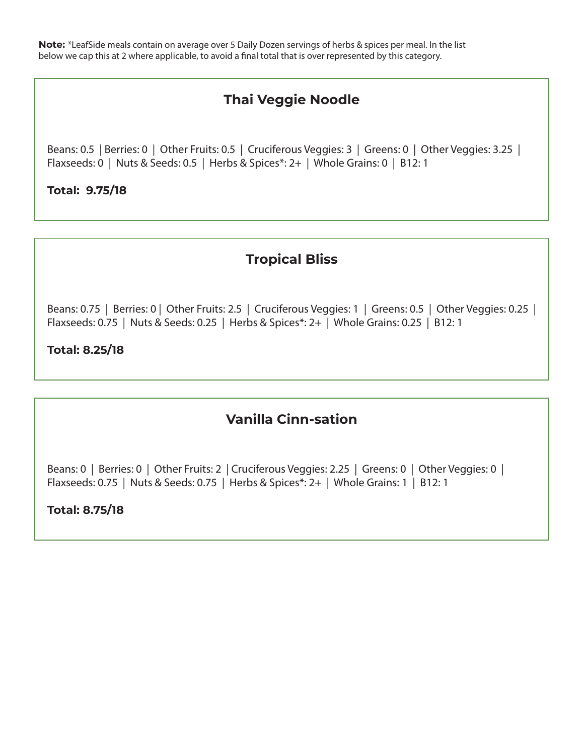**Note:** *LeafSide meals contain on average over 5 Daily Dozen servings of herbs & spices per meal. In the list below we cap this at 2 where applicable, to avoid a final total that is over represented by this category.

## Thai Veggie Noodle

Beans: 0.5 | Berries: 0 | Other Fruits: 0.5 | Cruciferous Veggies: 3 | Greens: 0 | Other Veggies: 3.25 | Flaxseeds: 0 | Nuts & Seeds: 0.5 | Herbs & Spices*: 2+ | Whole Grains: 0 | B12: 1

**Total: 9.75/18**

## Tropical Bliss

Beans: 0.75 | Berries: 0 | Other Fruits: 2.5 | Cruciferous Veggies: 1 | Greens: 0.5 | Other Veggies: 0.25 | Flaxseeds: 0.75 | Nuts & Seeds: 0.25 | Herbs & Spices*: 2+ | Whole Grains: 0.25 | B12: 1

**Total: 8.25/18**

## Vanilla Cinn-sation

Beans: 0 | Berries: 0 | Other Fruits: 2 | Cruciferous Veggies: 2.25 | Greens: 0 | Other Veggies: 0 | Flaxseeds: 0.75 | Nuts & Seeds: 0.75 | Herbs & Spices*: 2+ | Whole Grains: 1 | B12: 1

**Total: 8.75/18**